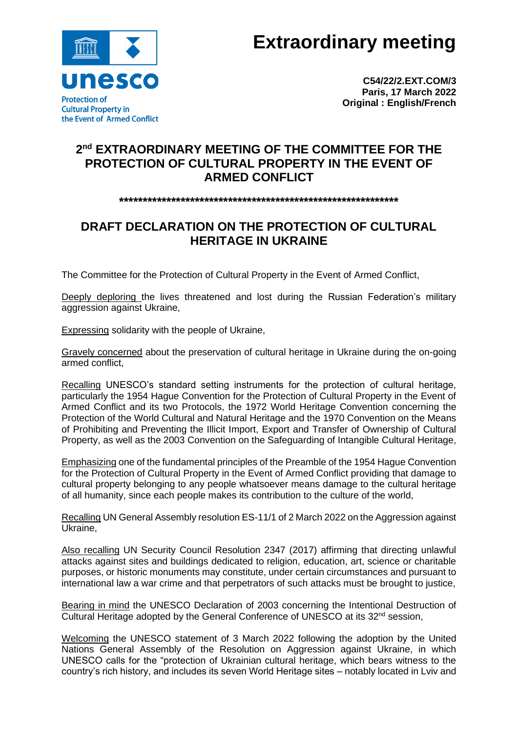unesco

Protection of Cultural Property in the Event of Armed Conflict

# Extraordinary meeting

**C54/22/2.EXT.COM/3**
**Paris, 17 March 2022**
**Original : English/French**

## 2nd EXTRAORDINARY MEETING OF THE COMMITTEE FOR THE PROTECTION OF CULTURAL PROPERTY IN THE EVENT OF ARMED CONFLICT

**\*\*\*\*\*\*\*\*\*\*\*\*\*\*\*\*\*\*\*\*\*\*\*\*\*\*\*\*\*\*\*\*\*\*\*\*\*\*\*\*\*\*\*\*\*\*\*\*\*\*\*\*\*\*\*\*\*\*\*\*\*\***

## DRAFT DECLARATION ON THE PROTECTION OF CULTURAL HERITAGE IN UKRAINE

The Committee for the Protection of Cultural Property in the Event of Armed Conflict,

<u>Deeply deploring</u> the lives threatened and lost during the Russian Federation's military aggression against Ukraine,

<u>Expressing</u> solidarity with the people of Ukraine,

<u>Gravely concerned</u> about the preservation of cultural heritage in Ukraine during the on-going armed conflict,

<u>Recalling</u> UNESCO's standard setting instruments for the protection of cultural heritage, particularly the 1954 Hague Convention for the Protection of Cultural Property in the Event of Armed Conflict and its two Protocols, the 1972 World Heritage Convention concerning the Protection of the World Cultural and Natural Heritage and the 1970 Convention on the Means of Prohibiting and Preventing the Illicit Import, Export and Transfer of Ownership of Cultural Property, as well as the 2003 Convention on the Safeguarding of Intangible Cultural Heritage,

<u>Emphasizing</u> one of the fundamental principles of the Preamble of the 1954 Hague Convention for the Protection of Cultural Property in the Event of Armed Conflict providing that damage to cultural property belonging to any people whatsoever means damage to the cultural heritage of all humanity, since each people makes its contribution to the culture of the world,

<u>Recalling</u> UN General Assembly resolution ES-11/1 of 2 March 2022 on the Aggression against Ukraine,

<u>Also recalling</u> UN Security Council Resolution 2347 (2017) affirming that directing unlawful attacks against sites and buildings dedicated to religion, education, art, science or charitable purposes, or historic monuments may constitute, under certain circumstances and pursuant to international law a war crime and that perpetrators of such attacks must be brought to justice,

<u>Bearing in mind</u> the UNESCO Declaration of 2003 concerning the Intentional Destruction of Cultural Heritage adopted by the General Conference of UNESCO at its 32nd session,

<u>Welcoming</u> the UNESCO statement of 3 March 2022 following the adoption by the United Nations General Assembly of the Resolution on Aggression against Ukraine, in which UNESCO calls for the "protection of Ukrainian cultural heritage, which bears witness to the country's rich history, and includes its seven World Heritage sites – notably located in Lviv and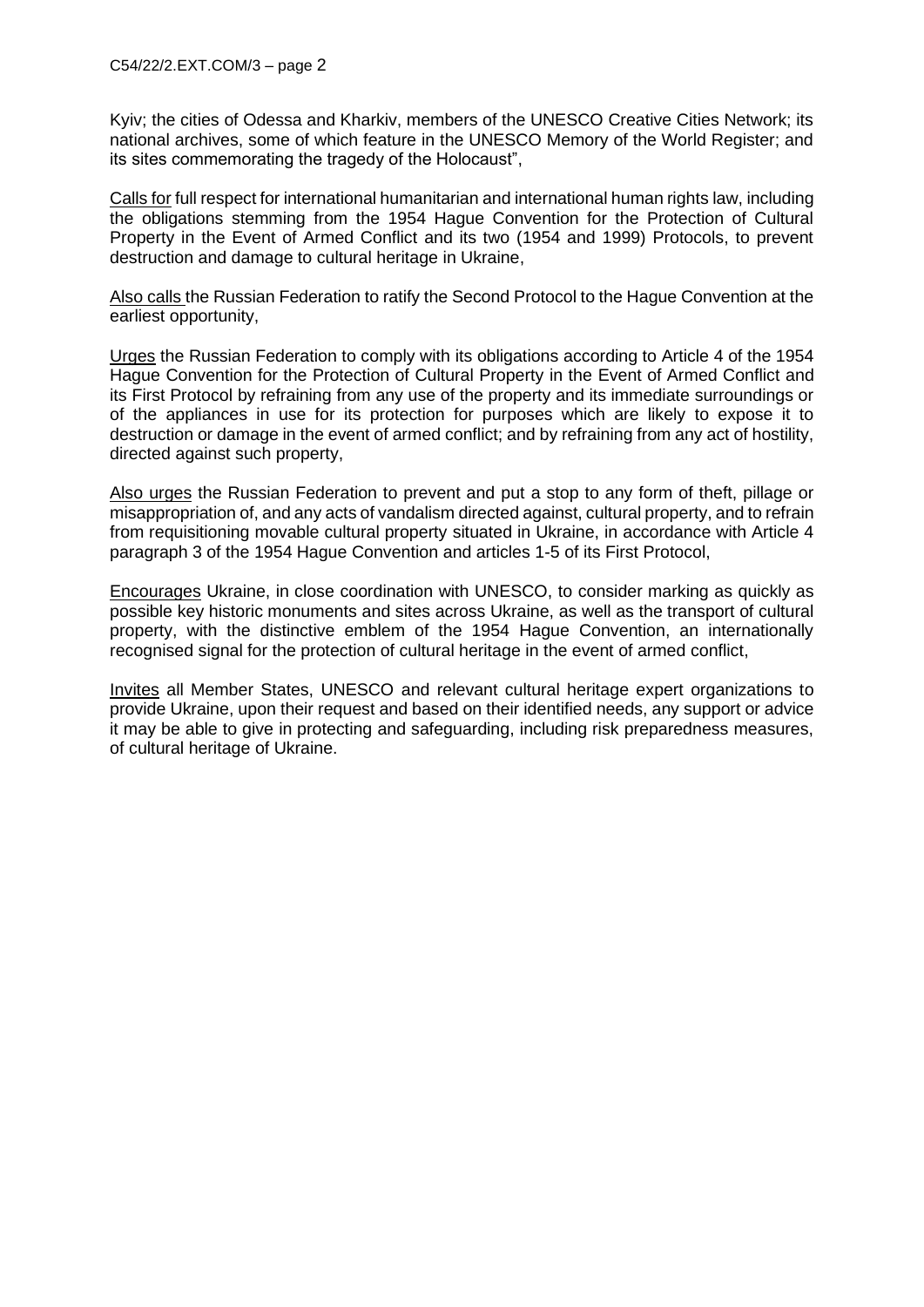Kyiv; the cities of Odessa and Kharkiv, members of the UNESCO Creative Cities Network; its national archives, some of which feature in the UNESCO Memory of the World Register; and its sites commemorating the tragedy of the Holocaust",

<u>Calls for</u> full respect for international humanitarian and international human rights law, including the obligations stemming from the 1954 Hague Convention for the Protection of Cultural Property in the Event of Armed Conflict and its two (1954 and 1999) Protocols, to prevent destruction and damage to cultural heritage in Ukraine,

<u>Also calls</u> the Russian Federation to ratify the Second Protocol to the Hague Convention at the earliest opportunity,

<u>Urges</u> the Russian Federation to comply with its obligations according to Article 4 of the 1954 Hague Convention for the Protection of Cultural Property in the Event of Armed Conflict and its First Protocol by refraining from any use of the property and its immediate surroundings or of the appliances in use for its protection for purposes which are likely to expose it to destruction or damage in the event of armed conflict; and by refraining from any act of hostility, directed against such property,

<u>Also urges</u> the Russian Federation to prevent and put a stop to any form of theft, pillage or misappropriation of, and any acts of vandalism directed against, cultural property, and to refrain from requisitioning movable cultural property situated in Ukraine, in accordance with Article 4 paragraph 3 of the 1954 Hague Convention and articles 1-5 of its First Protocol,

<u>Encourages</u> Ukraine, in close coordination with UNESCO, to consider marking as quickly as possible key historic monuments and sites across Ukraine, as well as the transport of cultural property, with the distinctive emblem of the 1954 Hague Convention, an internationally recognised signal for the protection of cultural heritage in the event of armed conflict,

<u>Invites</u> all Member States, UNESCO and relevant cultural heritage expert organizations to provide Ukraine, upon their request and based on their identified needs, any support or advice it may be able to give in protecting and safeguarding, including risk preparedness measures, of cultural heritage of Ukraine.